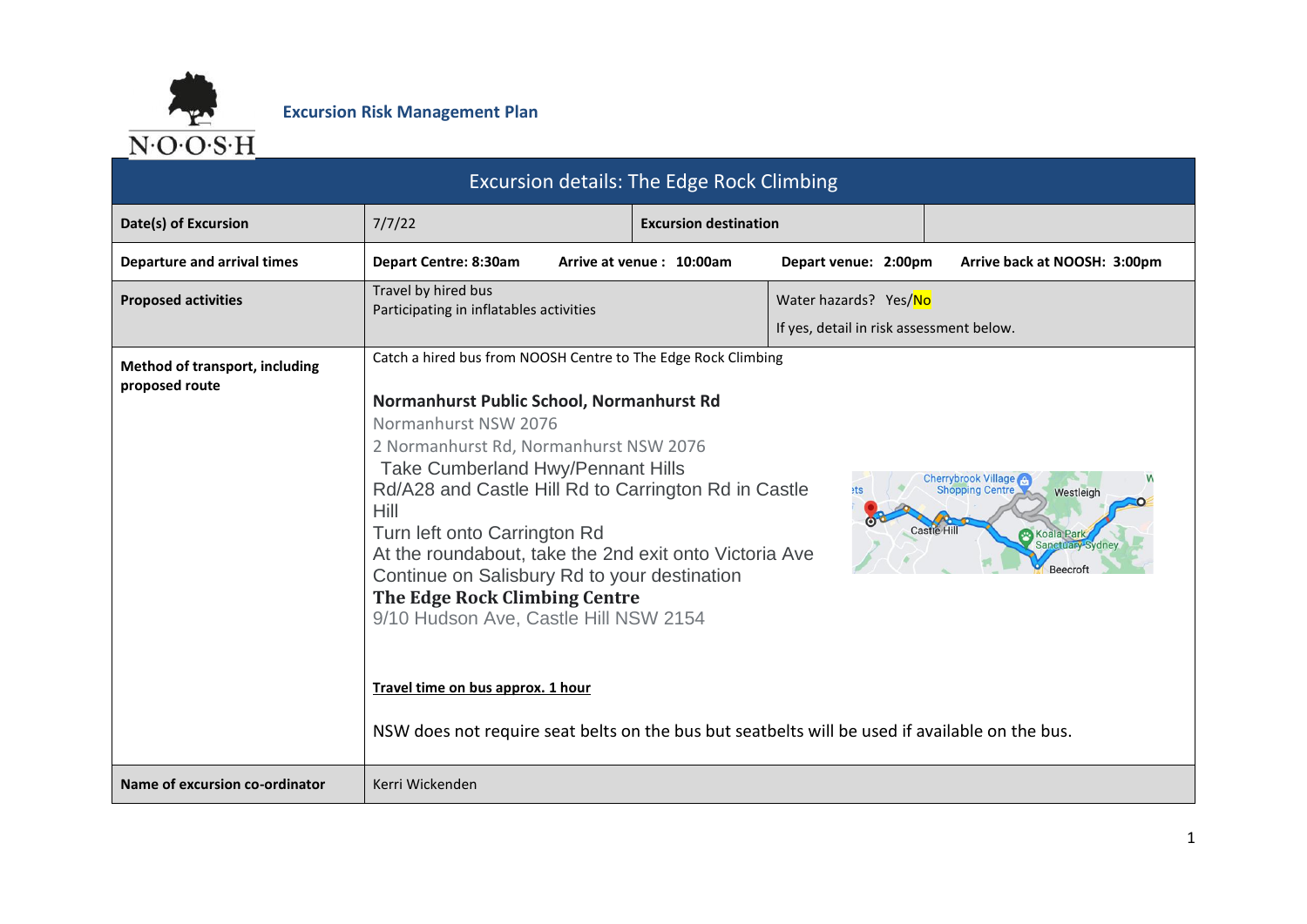**Excursion Risk Management Plan**

| Excursion details: The Edge Rock Climbing | | | |
|---|---|---|---|
| **Date(s) of Excursion** | 7/7/22 | **Excursion destination** | |
| **Departure and arrival times** | **Depart Centre: 8:30am** **Arrive at venue : 10:00am** **Depart venue: 2:00pm** **Arrive back at NOOSH: 3:00pm** | | |
| **Proposed activities** | Travel by hired bus<br>Participating in inflatables activities | Water hazards? Yes/No<br>If yes, detail in risk assessment below. | |
| **Method of transport, including proposed route** | Catch a hired bus from NOOSH Centre to The Edge Rock Climbing<br><br>**Normanhurst Public School, Normanhurst Rd**<br>Normanhurst NSW 2076<br>2 Normanhurst Rd, Normanhurst NSW 2076<br>Take Cumberland Hwy/Pennant Hills Rd/A28 and Castle Hill Rd to Carrington Rd in Castle Hill<br>Turn left onto Carrington Rd<br>At the roundabout, take the 2nd exit onto Victoria Ave<br>Continue on Salisbury Rd to your destination<br>**The Edge Rock Climbing Centre**<br>9/10 Hudson Ave, Castle Hill NSW 2154<br><br>**Travel time on bus approx. 1 hour**<br><br>NSW does not require seat belts on the bus but seatbelts will be used if available on the bus. | | |
| **Name of excursion co-ordinator** | Kerri Wickenden | | |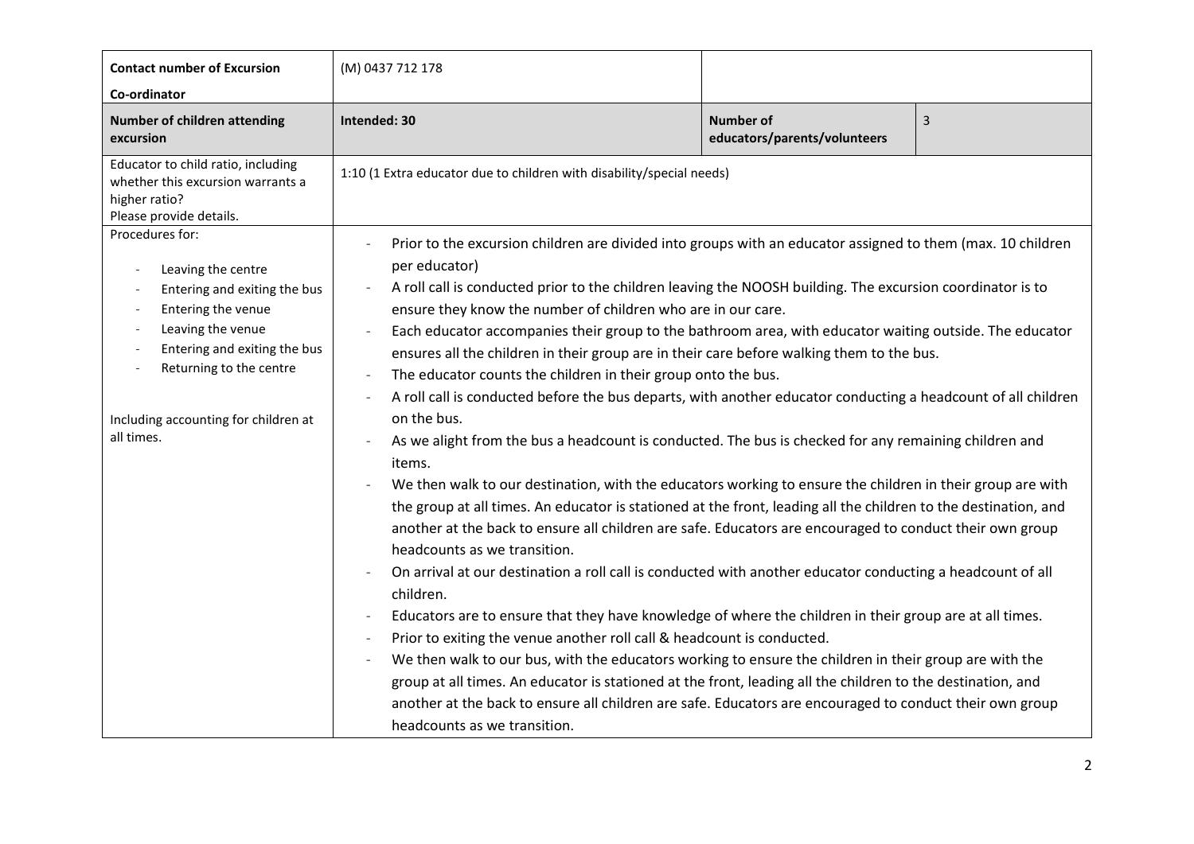| **Contact number of Excursion Co-ordinator** | (M) 0437 712 178 | | |
|---|---|---|---|
| **Number of children attending excursion** | **Intended: 30** | **Number of educators/parents/volunteers** | 3 |
| Educator to child ratio, including whether this excursion warrants a higher ratio? Please provide details. | 1:10 (1 Extra educator due to children with disability/special needs) | | |
| Procedures for:<br><br>- Leaving the centre<br>- Entering and exiting the bus<br>- Entering the venue<br>- Leaving the venue<br>- Entering and exiting the bus<br>- Returning to the centre<br><br>Including accounting for children at all times. | - Prior to the excursion children are divided into groups with an educator assigned to them (max. 10 children per educator)<br>- A roll call is conducted prior to the children leaving the NOOSH building. The excursion coordinator is to ensure they know the number of children who are in our care.<br>- Each educator accompanies their group to the bathroom area, with educator waiting outside. The educator ensures all the children in their group are in their care before walking them to the bus.<br>- The educator counts the children in their group onto the bus.<br>- A roll call is conducted before the bus departs, with another educator conducting a headcount of all children on the bus.<br>- As we alight from the bus a headcount is conducted. The bus is checked for any remaining children and items.<br>- We then walk to our destination, with the educators working to ensure the children in their group are with the group at all times. An educator is stationed at the front, leading all the children to the destination, and another at the back to ensure all children are safe. Educators are encouraged to conduct their own group headcounts as we transition.<br>- On arrival at our destination a roll call is conducted with another educator conducting a headcount of all children.<br>- Educators are to ensure that they have knowledge of where the children in their group are at all times.<br>- Prior to exiting the venue another roll call & headcount is conducted.<br>- We then walk to our bus, with the educators working to ensure the children in their group are with the group at all times. An educator is stationed at the front, leading all the children to the destination, and another at the back to ensure all children are safe. Educators are encouraged to conduct their own group headcounts as we transition. | | |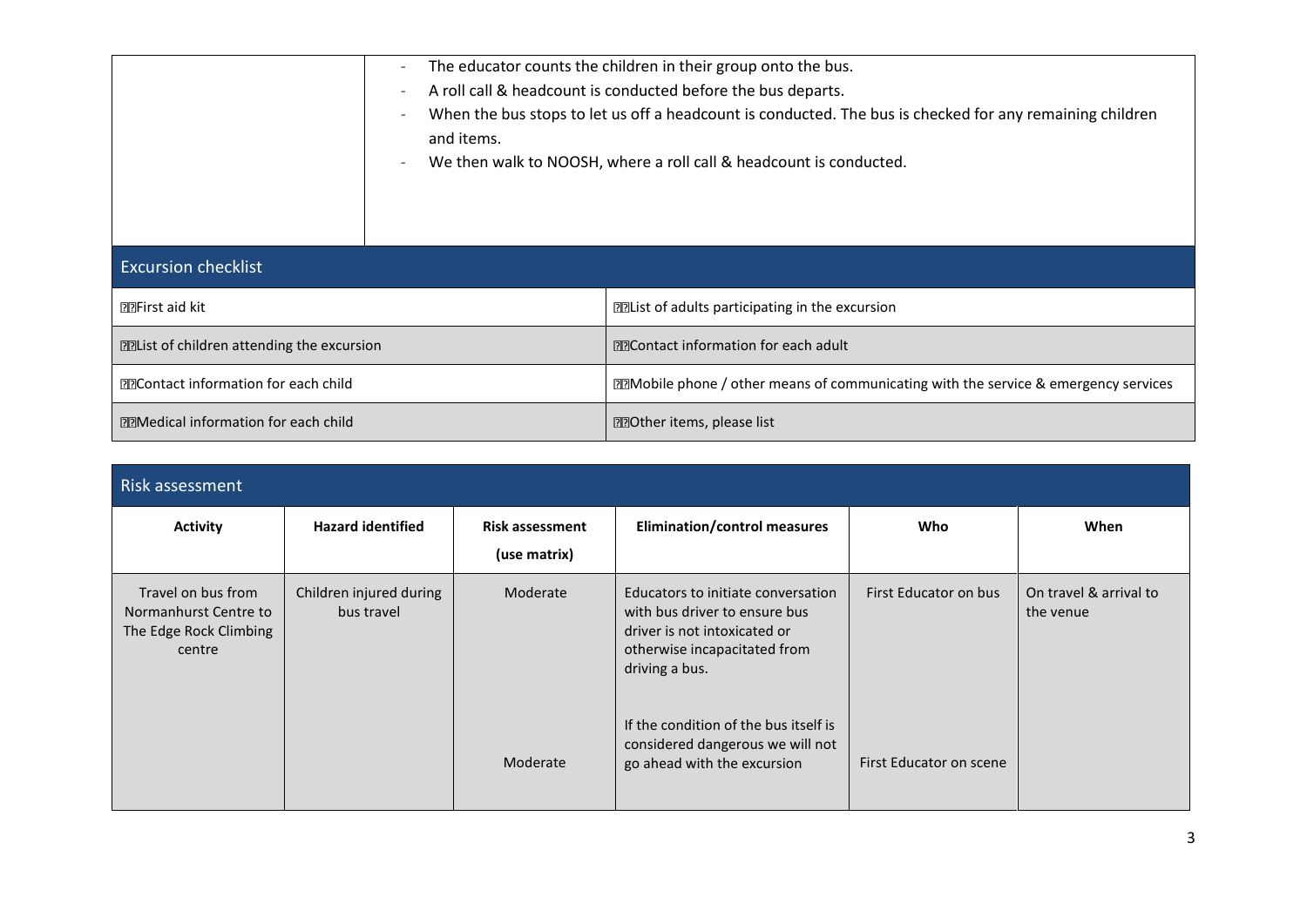| | |
|---|---|
| | - The educator counts the children in their group onto the bus.<br>- A roll call & headcount is conducted before the bus departs.<br>- When the bus stops to let us off a headcount is conducted. The bus is checked for any remaining children and items.<br>- We then walk to NOOSH, where a roll call & headcount is conducted. |

## Excursion checklist

| | |
|---|---|
| ☐ First aid kit | ☐ List of adults participating in the excursion |
| ☐ List of children attending the excursion | ☐ Contact information for each adult |
| ☐ Contact information for each child | ☐ Mobile phone / other means of communicating with the service & emergency services |
| ☐ Medical information for each child | ☐ Other items, please list |

## Risk assessment

| Activity | Hazard identified | Risk assessment (use matrix) | Elimination/control measures | Who | When |
|---|---|---|---|---|---|
| Travel on bus from Normanhurst Centre to The Edge Rock Climbing centre | Children injured during bus travel | Moderate | Educators to initiate conversation with bus driver to ensure bus driver is not intoxicated or otherwise incapacitated from driving a bus. | First Educator on bus | On travel & arrival to the venue |
| | | Moderate | If the condition of the bus itself is considered dangerous we will not go ahead with the excursion | First Educator on scene | |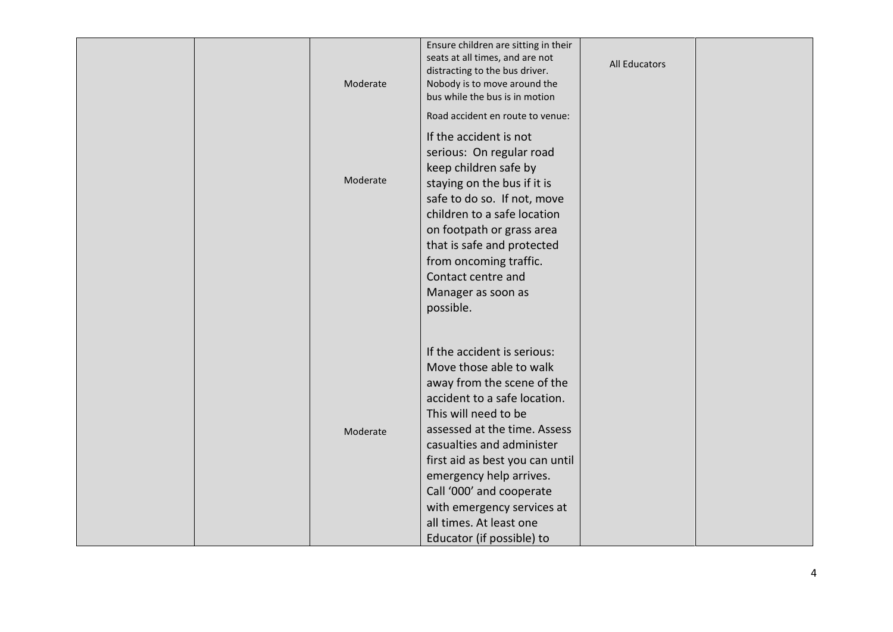| | | | | | |
|---|---|---|---|---|---|
| | | Moderate | Ensure children are sitting in their seats at all times, and are not distracting to the bus driver. Nobody is to move around the bus while the bus is in motion | All Educators | |
| | | Moderate | Road accident en route to venue:<br><br>If the accident is not serious: On regular road keep children safe by staying on the bus if it is safe to do so. If not, move children to a safe location on footpath or grass area that is safe and protected from oncoming traffic. Contact centre and Manager as soon as possible. | | |
| | | Moderate | If the accident is serious: Move those able to walk away from the scene of the accident to a safe location. This will need to be assessed at the time. Assess casualties and administer first aid as best you can until emergency help arrives. Call '000' and cooperate with emergency services at all times. At least one Educator (if possible) to | | |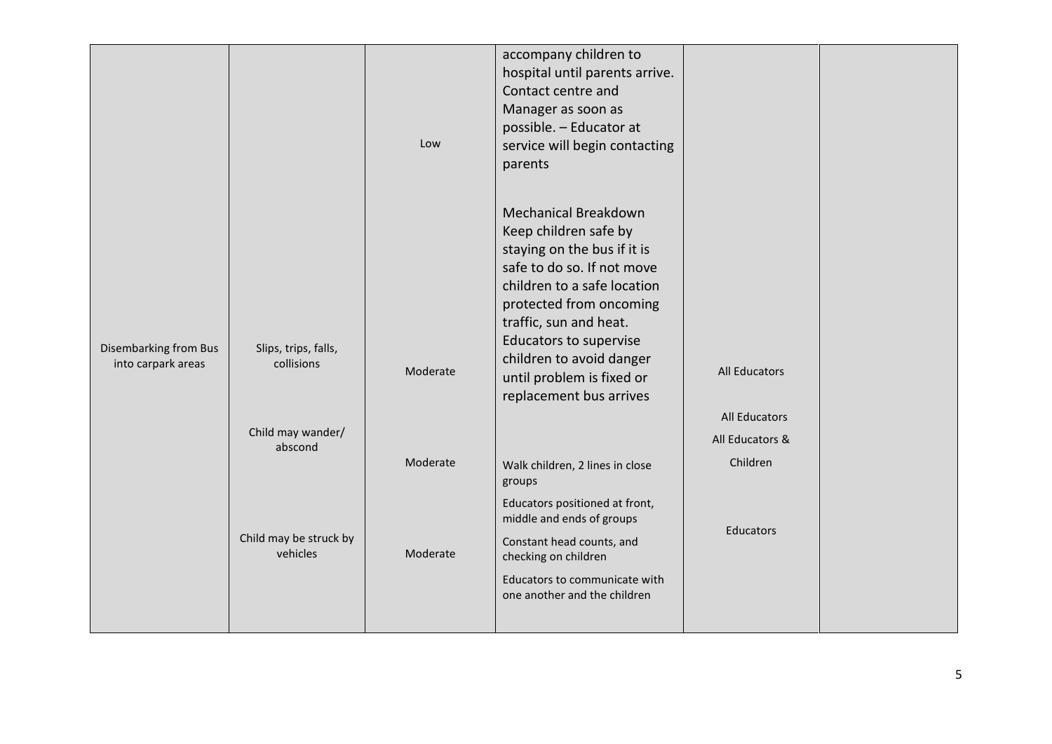| | | | | | |
|---|---|---|---|---|---|
| | | Low | accompany children to hospital until parents arrive. Contact centre and Manager as soon as possible. – Educator at service will begin contacting parents<br><br>Mechanical Breakdown Keep children safe by staying on the bus if it is safe to do so. If not move children to a safe location protected from oncoming traffic, sun and heat. Educators to supervise children to avoid danger until problem is fixed or replacement bus arrives | All Educators | |
| Disembarking from Bus into carpark areas | Slips, trips, falls, collisions<br><br>Child may wander/ abscond<br><br>Child may be struck by vehicles | Moderate<br><br>Moderate<br><br>Moderate | Walk children, 2 lines in close groups<br><br>Educators positioned at front, middle and ends of groups<br><br>Constant head counts, and checking on children<br><br>Educators to communicate with one another and the children | All Educators<br><br>All Educators & Children<br><br>Educators | |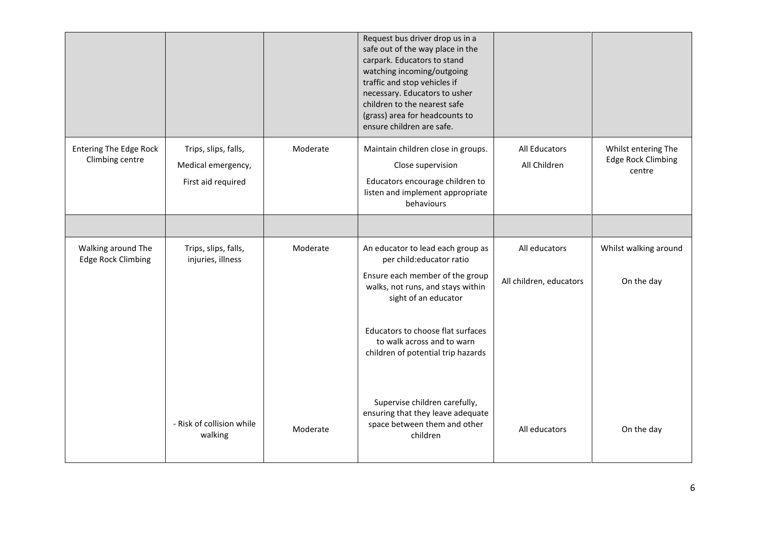| | | | | | |
|---|---|---|---|---|---|
| | | | Request bus driver drop us in a safe out of the way place in the carpark. Educators to stand watching incoming/outgoing traffic and stop vehicles if necessary. Educators to usher children to the nearest safe (grass) area for headcounts to ensure children are safe. | | |
| Entering The Edge Rock Climbing centre | Trips, slips, falls,<br>Medical emergency,<br>First aid required | Moderate | Maintain children close in groups.<br>Close supervision<br>Educators encourage children to listen and implement appropriate behaviours | All Educators<br>All Children | Whilst entering The Edge Rock Climbing centre |
| | | | | | |
| Walking around The Edge Rock Climbing | Trips, slips, falls, injuries, illness | Moderate | An educator to lead each group as per child:educator ratio<br>Ensure each member of the group walks, not runs, and stays within sight of an educator<br>Educators to choose flat surfaces to walk across and to warn children of potential trip hazards | All educators<br>All children, educators | Whilst walking around<br>On the day |
| | - Risk of collision while walking | Moderate | Supervise children carefully, ensuring that they leave adequate space between them and other children | All educators | On the day |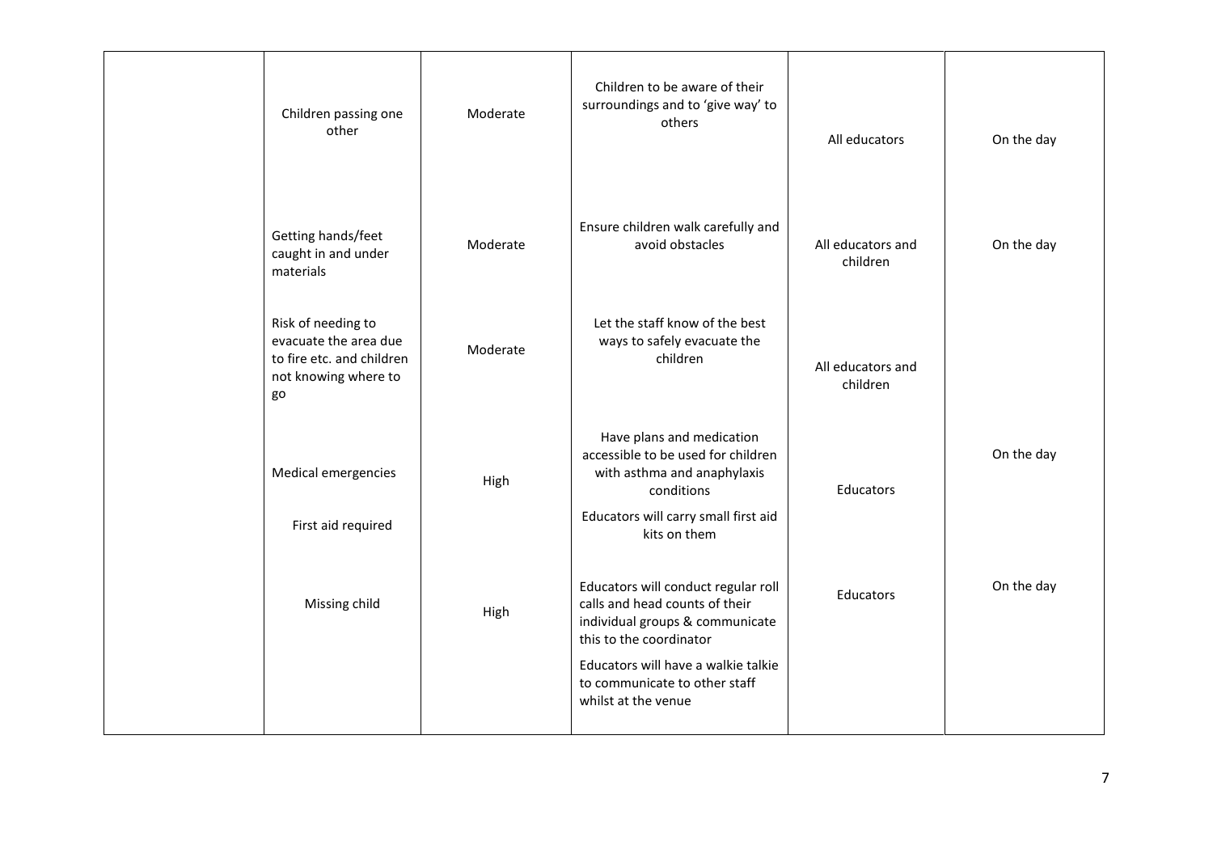| | | | | | |
|---|---|---|---|---|---|
| | Children passing one other | Moderate | Children to be aware of their surroundings and to 'give way' to others | All educators | On the day |
| | Getting hands/feet caught in and under materials | Moderate | Ensure children walk carefully and avoid obstacles | All educators and children | On the day |
| | Risk of needing to evacuate the area due to fire etc. and children not knowing where to go | Moderate | Let the staff know of the best ways to safely evacuate the children | All educators and children | |
| | Medical emergencies<br><br>First aid required | High | Have plans and medication accessible to be used for children with asthma and anaphylaxis conditions<br><br>Educators will carry small first aid kits on them | Educators | On the day |
| | Missing child | High | Educators will conduct regular roll calls and head counts of their individual groups & communicate this to the coordinator<br><br>Educators will have a walkie talkie to communicate to other staff whilst at the venue | Educators | On the day |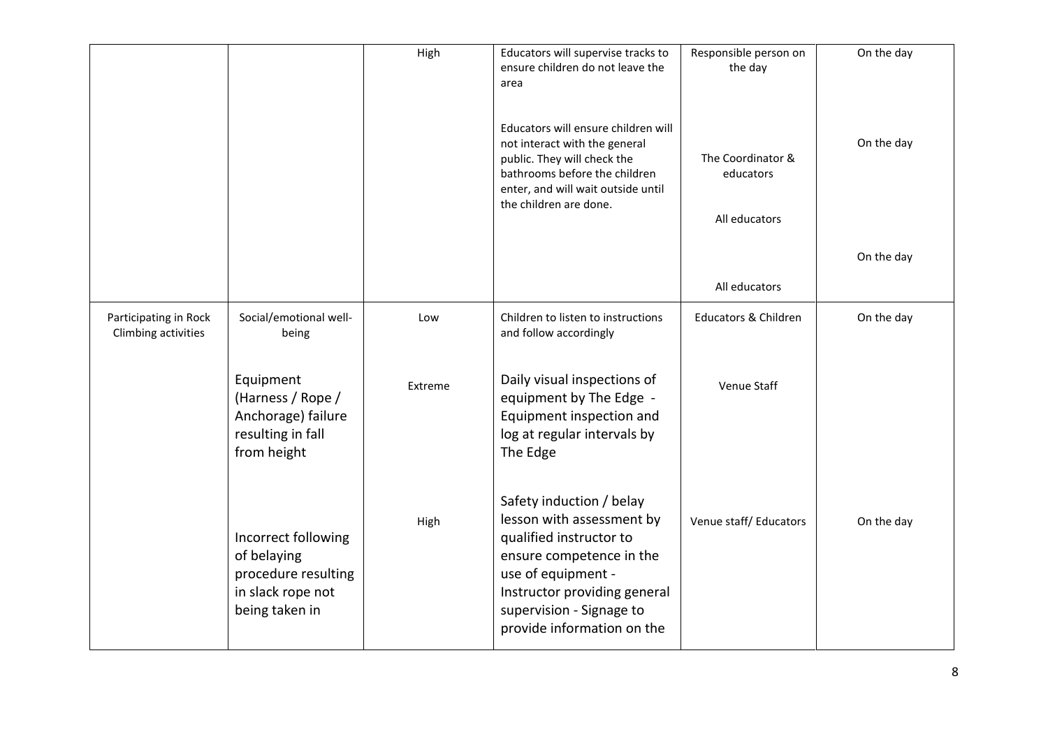| | | High | Educators will supervise tracks to ensure children do not leave the area<br><br>Educators will ensure children will not interact with the general public. They will check the bathrooms before the children enter, and will wait outside until the children are done. | Responsible person on the day<br><br>The Coordinator & educators<br><br>All educators<br><br>All educators | On the day<br><br>On the day<br><br>On the day |
|---|---|---|---|---|---|
| Participating in Rock Climbing activities | Social/emotional well-being | Low | Children to listen to instructions and follow accordingly | Educators & Children | On the day |
| | Equipment (Harness / Rope / Anchorage) failure resulting in fall from height | Extreme | Daily visual inspections of equipment by The Edge - Equipment inspection and log at regular intervals by The Edge | Venue Staff | |
| | Incorrect following of belaying procedure resulting in slack rope not being taken in | High | Safety induction / belay lesson with assessment by qualified instructor to ensure competence in the use of equipment - Instructor providing general supervision - Signage to provide information on the | Venue staff/ Educators | On the day |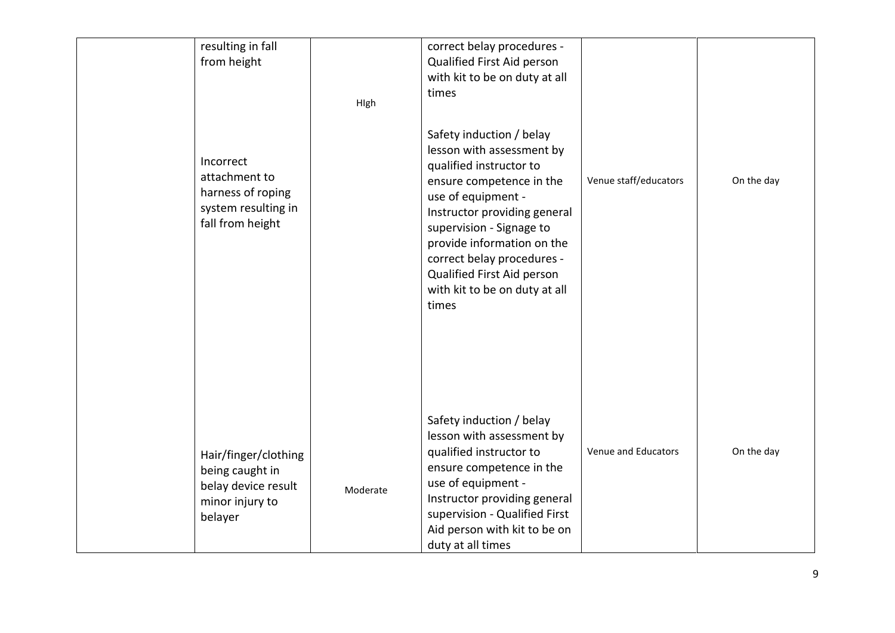|  | resulting in fall from height | HIgh | correct belay procedures - Qualified First Aid person with kit to be on duty at all times |  |  |
|---|---|---|---|---|---|
|  | Incorrect attachment to harness of roping system resulting in fall from height |  | Safety induction / belay lesson with assessment by qualified instructor to ensure competence in the use of equipment - Instructor providing general supervision - Signage to provide information on the correct belay procedures - Qualified First Aid person with kit to be on duty at all times | Venue staff/educators | On the day |
|  | Hair/finger/clothing being caught in belay device result minor injury to belayer | Moderate | Safety induction / belay lesson with assessment by qualified instructor to ensure competence in the use of equipment - Instructor providing general supervision - Qualified First Aid person with kit to be on duty at all times | Venue and Educators | On the day |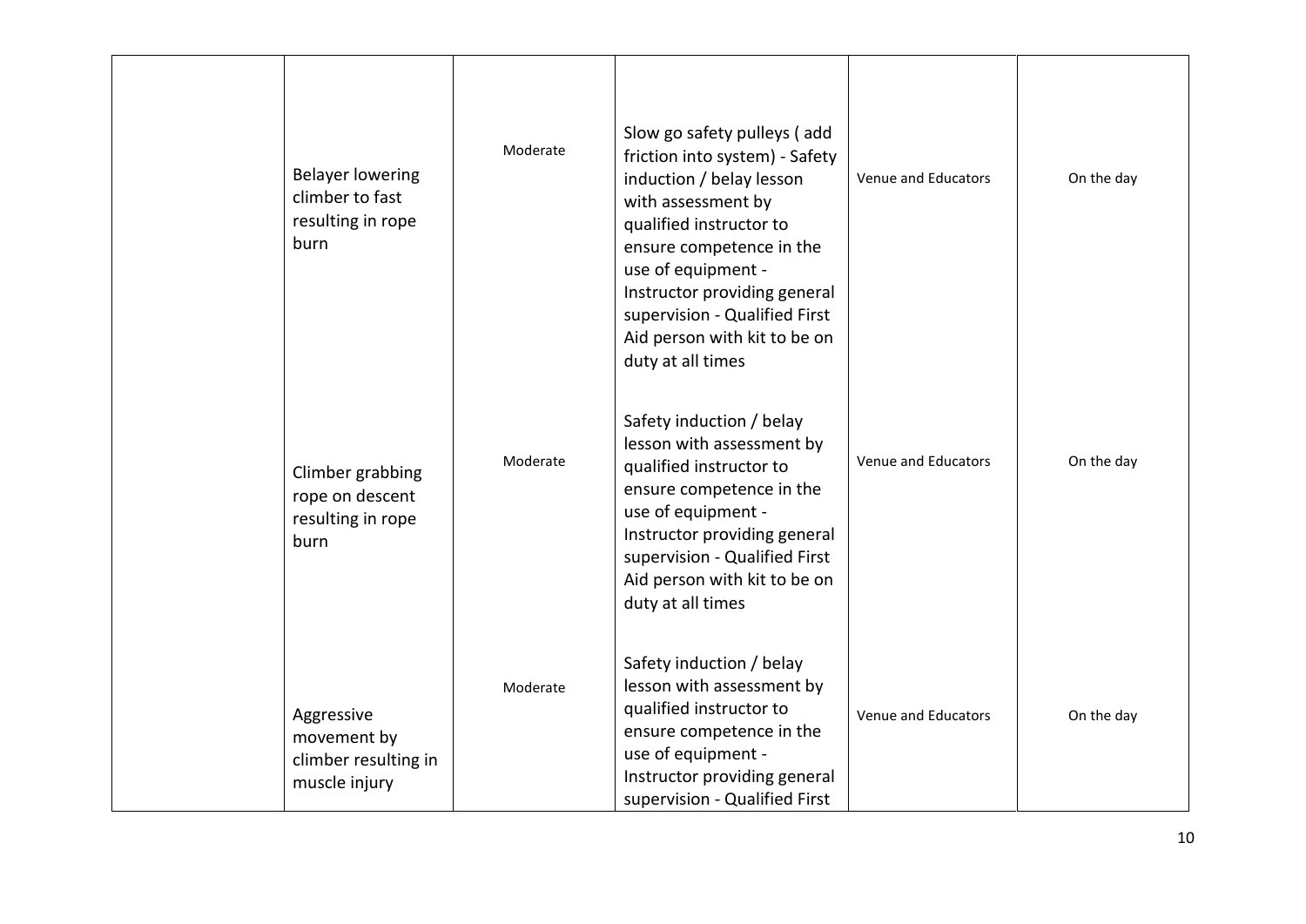| | | | | | |
|---|---|---|---|---|---|
| | Belayer lowering climber to fast resulting in rope burn | Moderate | Slow go safety pulleys ( add friction into system) - Safety induction / belay lesson with assessment by qualified instructor to ensure competence in the use of equipment - Instructor providing general supervision - Qualified First Aid person with kit to be on duty at all times | Venue and Educators | On the day |
| | Climber grabbing rope on descent resulting in rope burn | Moderate | Safety induction / belay lesson with assessment by qualified instructor to ensure competence in the use of equipment - Instructor providing general supervision - Qualified First Aid person with kit to be on duty at all times | Venue and Educators | On the day |
| | Aggressive movement by climber resulting in muscle injury | Moderate | Safety induction / belay lesson with assessment by qualified instructor to ensure competence in the use of equipment - Instructor providing general supervision - Qualified First | Venue and Educators | On the day |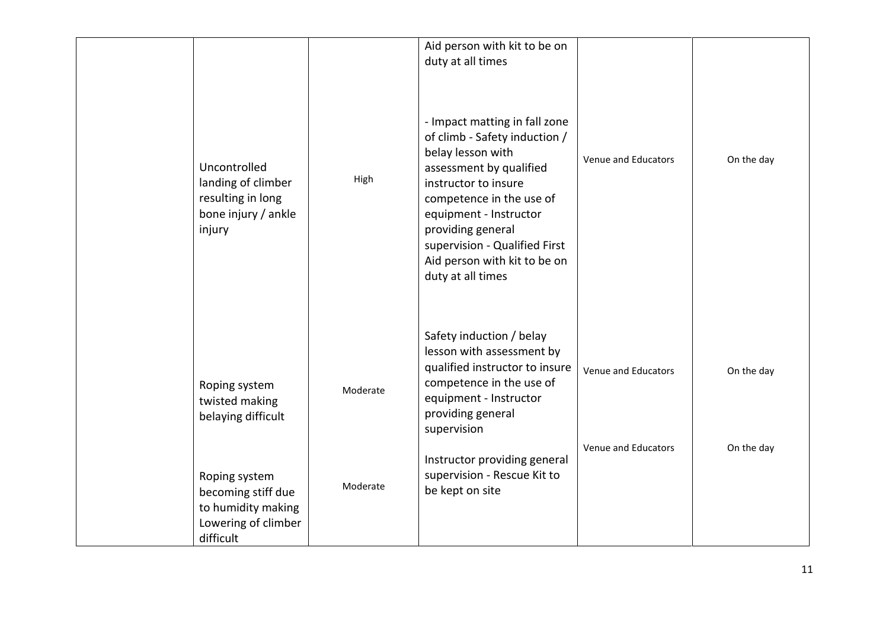| | | | | | |
|---|---|---|---|---|---|
| | | | Aid person with kit to be on duty at all times | | |
| | Uncontrolled landing of climber resulting in long bone injury / ankle injury | High | - Impact matting in fall zone of climb - Safety induction / belay lesson with assessment by qualified instructor to insure competence in the use of equipment - Instructor providing general supervision - Qualified First Aid person with kit to be on duty at all times | Venue and Educators | On the day |
| | Roping system twisted making belaying difficult | Moderate | Safety induction / belay lesson with assessment by qualified instructor to insure competence in the use of equipment - Instructor providing general supervision | Venue and Educators | On the day |
| | Roping system becoming stiff due to humidity making Lowering of climber difficult | Moderate | Instructor providing general supervision - Rescue Kit to be kept on site | Venue and Educators | On the day |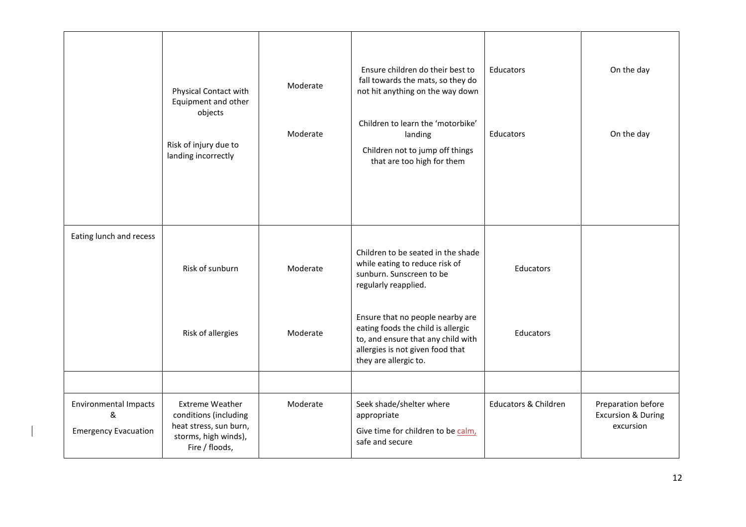| | | | | | |
|---|---|---|---|---|---|
| | Physical Contact with Equipment and other objects<br><br>Risk of injury due to landing incorrectly | Moderate<br><br>Moderate | Ensure children do their best to fall towards the mats, so they do not hit anything on the way down<br><br>Children to learn the 'motorbike' landing<br>Children not to jump off things that are too high for them | Educators<br><br>Educators | On the day<br><br>On the day |
| Eating lunch and recess | Risk of sunburn<br><br>Risk of allergies | Moderate<br><br>Moderate | Children to be seated in the shade while eating to reduce risk of sunburn. Sunscreen to be regularly reapplied.<br><br>Ensure that no people nearby are eating foods the child is allergic to, and ensure that any child with allergies is not given food that they are allergic to. | Educators<br><br>Educators | |
| | | | | | |
| Environmental Impacts & Emergency Evacuation | Extreme Weather conditions (including heat stress, sun burn, storms, high winds), Fire / floods, | Moderate | Seek shade/shelter where appropriate<br>Give time for children to be calm, safe and secure | Educators & Children | Preparation before Excursion & During excursion |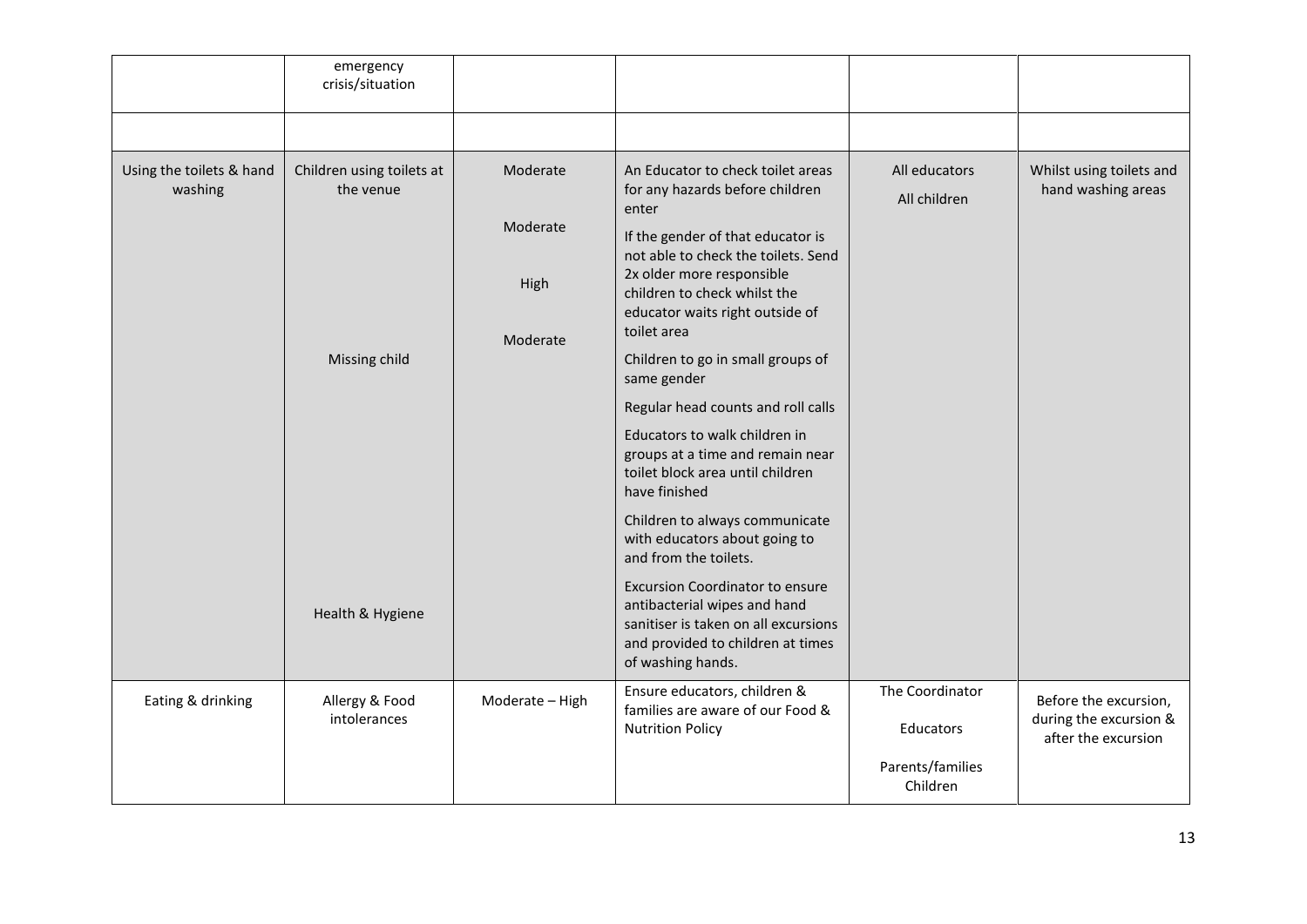| | emergency crisis/situation | | | | |
|---|---|---|---|---|---|
| | | | | | |
| Using the toilets & hand washing | Children using toilets at the venue<br><br>Missing child<br><br>Health & Hygiene | Moderate<br><br>Moderate<br><br>High<br><br>Moderate | An Educator to check toilet areas for any hazards before children enter<br><br>If the gender of that educator is not able to check the toilets. Send 2x older more responsible children to check whilst the educator waits right outside of toilet area<br><br>Children to go in small groups of same gender<br><br>Regular head counts and roll calls<br><br>Educators to walk children in groups at a time and remain near toilet block area until children have finished<br><br>Children to always communicate with educators about going to and from the toilets.<br><br>Excursion Coordinator to ensure antibacterial wipes and hand sanitiser is taken on all excursions and provided to children at times of washing hands. | All educators<br><br>All children | Whilst using toilets and hand washing areas |
| Eating & drinking | Allergy & Food intolerances | Moderate – High | Ensure educators, children & families are aware of our Food & Nutrition Policy | The Coordinator<br><br>Educators<br><br>Parents/families<br>Children | Before the excursion, during the excursion & after the excursion |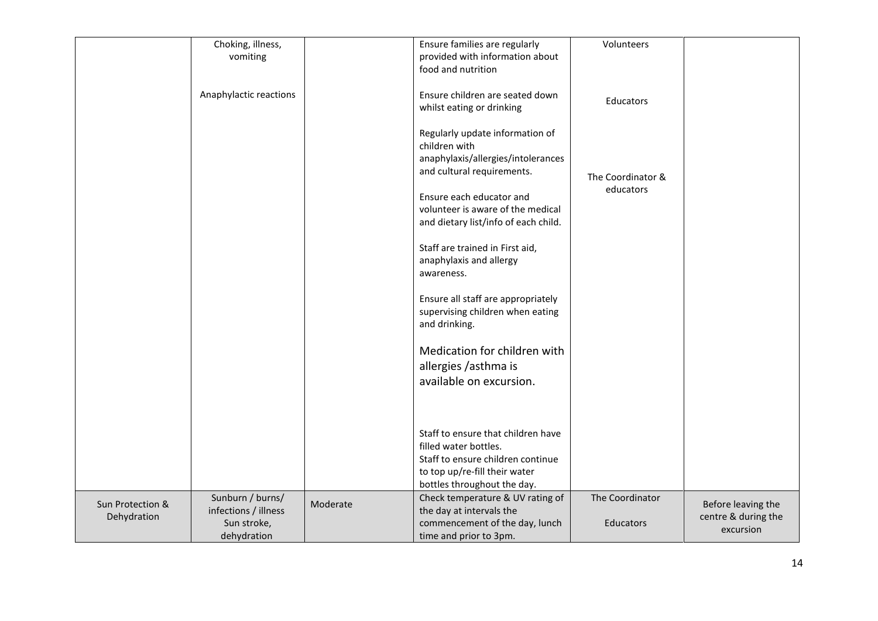| | | | | | |
|---|---|---|---|---|---|
| | Choking, illness, vomiting<br><br>Anaphylactic reactions | | Ensure families are regularly provided with information about food and nutrition<br><br>Ensure children are seated down whilst eating or drinking<br><br>Regularly update information of children with anaphylaxis/allergies/intolerances and cultural requirements.<br><br>Ensure each educator and volunteer is aware of the medical and dietary list/info of each child.<br><br>Staff are trained in First aid, anaphylaxis and allergy awareness.<br><br>Ensure all staff are appropriately supervising children when eating and drinking.<br><br>Medication for children with allergies /asthma is available on excursion.<br><br>Staff to ensure that children have filled water bottles.<br>Staff to ensure children continue to top up/re-fill their water bottles throughout the day. | Volunteers<br><br>Educators<br><br>The Coordinator & educators | |
| Sun Protection & Dehydration | Sunburn / burns/ infections / illness<br>Sun stroke, dehydration | Moderate | Check temperature & UV rating of the day at intervals the commencement of the day, lunch time and prior to 3pm. | The Coordinator<br><br>Educators | Before leaving the centre & during the excursion |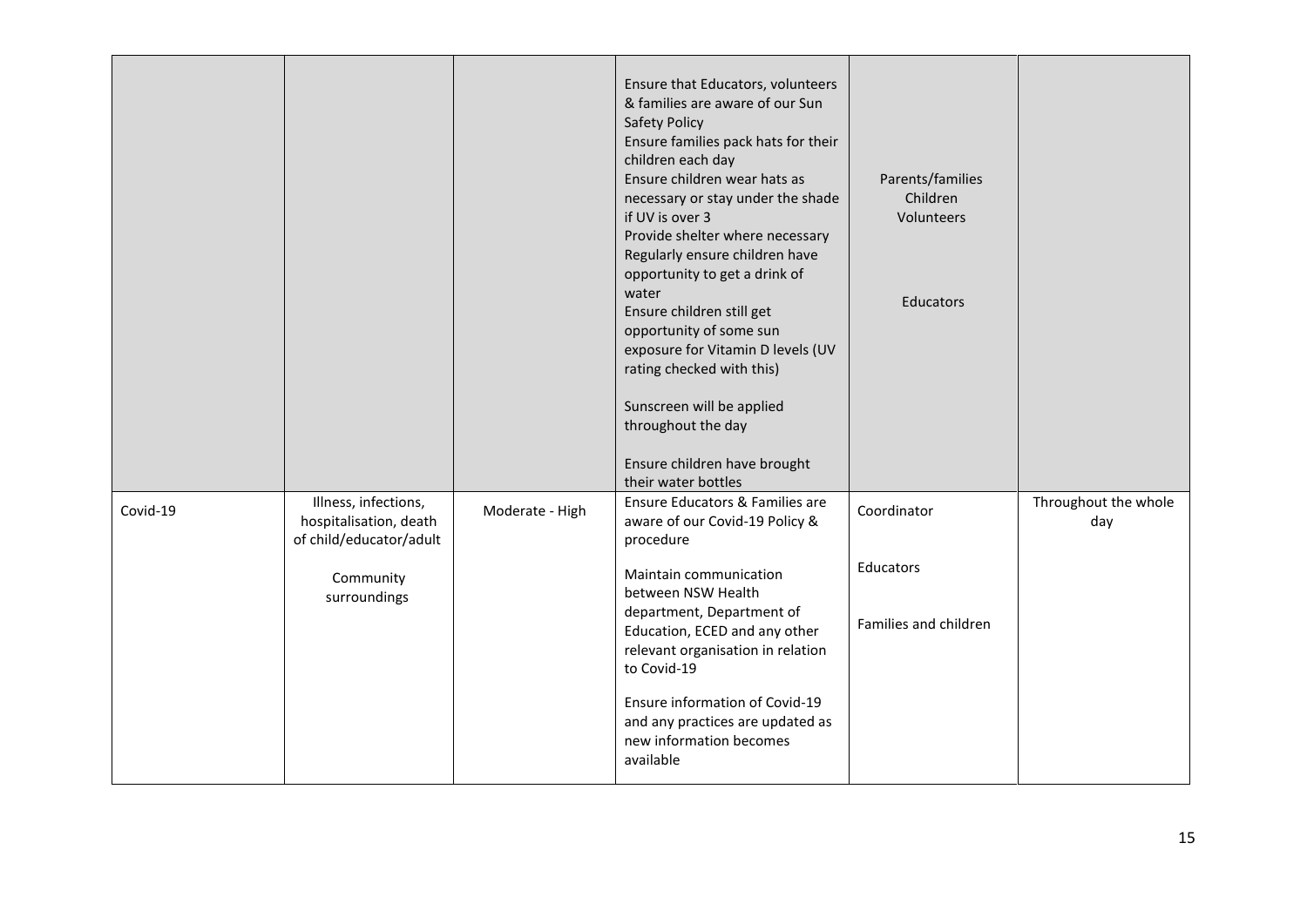| | | | | | |
|---|---|---|---|---|---|
| | | | Ensure that Educators, volunteers & families are aware of our Sun Safety Policy<br>Ensure families pack hats for their children each day<br>Ensure children wear hats as necessary or stay under the shade if UV is over 3<br>Provide shelter where necessary<br>Regularly ensure children have opportunity to get a drink of water<br>Ensure children still get opportunity of some sun exposure for Vitamin D levels (UV rating checked with this)<br><br>Sunscreen will be applied throughout the day<br><br>Ensure children have brought their water bottles | Parents/families<br>Children<br>Volunteers<br><br>Educators | |
| Covid-19 | Illness, infections, hospitalisation, death of child/educator/adult<br><br>Community surroundings | Moderate - High | Ensure Educators & Families are aware of our Covid-19 Policy & procedure<br><br>Maintain communication between NSW Health department, Department of Education, ECED and any other relevant organisation in relation to Covid-19<br><br>Ensure information of Covid-19 and any practices are updated as new information becomes available | Coordinator<br><br>Educators<br><br>Families and children | Throughout the whole day |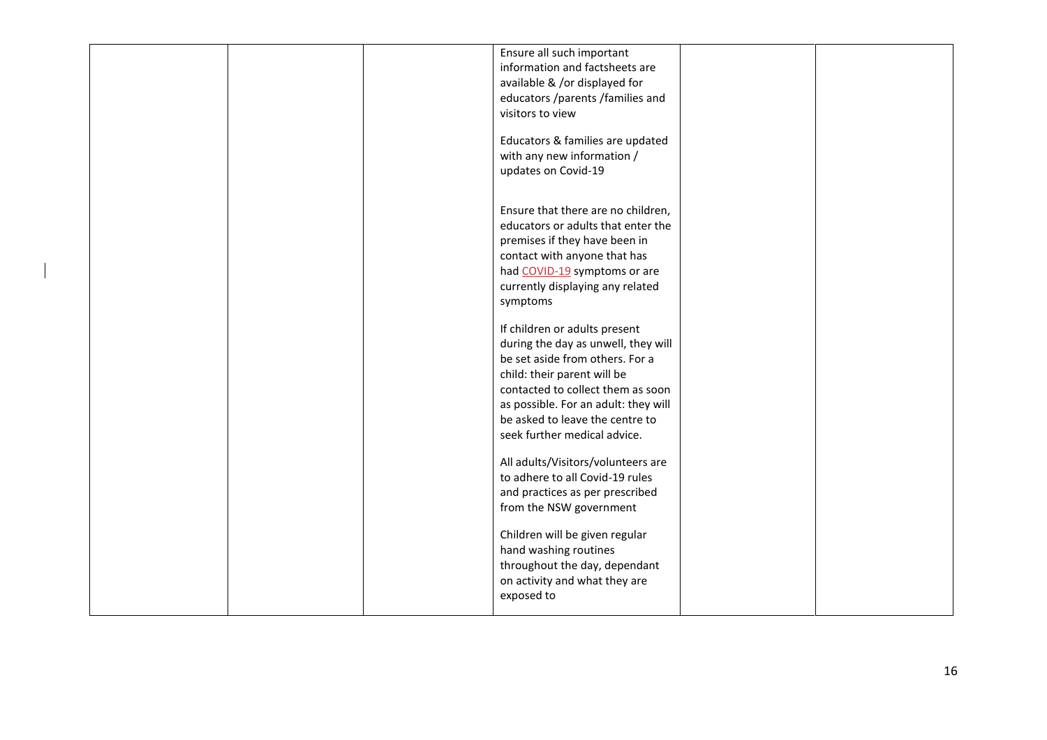|  |  |  | Ensure all such important information and factsheets are available & /or displayed for educators /parents /families and visitors to view<br><br>Educators & families are updated with any new information / updates on Covid-19<br><br>Ensure that there are no children, educators or adults that enter the premises if they have been in contact with anyone that has had COVID-19 symptoms or are currently displaying any related symptoms<br><br>If children or adults present during the day as unwell, they will be set aside from others. For a child: their parent will be contacted to collect them as soon as possible. For an adult: they will be asked to leave the centre to seek further medical advice.<br><br>All adults/Visitors/volunteers are to adhere to all Covid-19 rules and practices as per prescribed from the NSW government<br><br>Children will be given regular hand washing routines throughout the day, dependant on activity and what they are exposed to |  |  |
|---|---|---|---|---|---|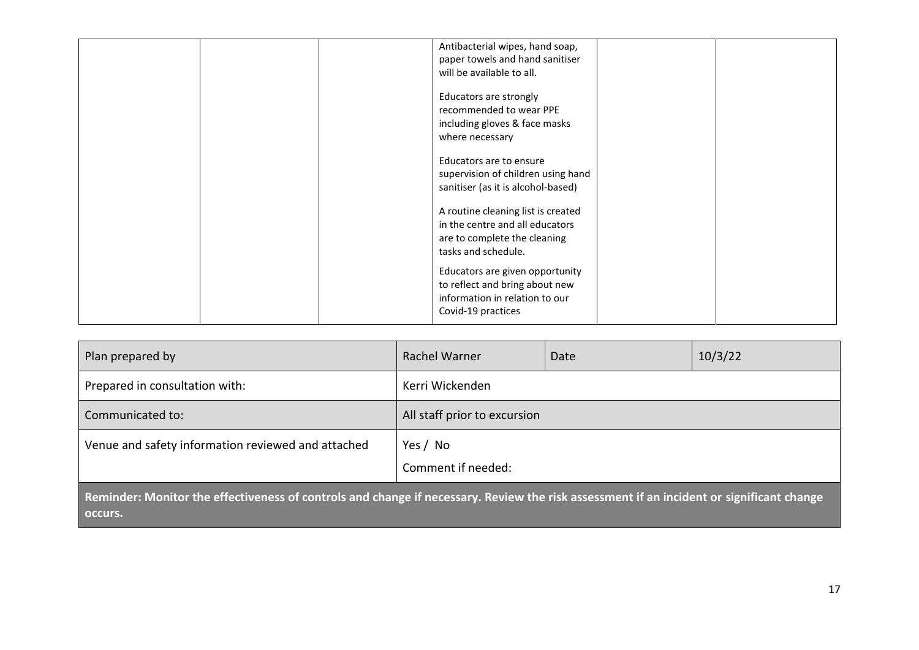|  |  |  | Antibacterial wipes, hand soap, paper towels and hand sanitiser will be available to all.<br><br>Educators are strongly recommended to wear PPE including gloves & face masks where necessary<br><br>Educators are to ensure supervision of children using hand sanitiser (as it is alcohol-based)<br><br>A routine cleaning list is created in the centre and all educators are to complete the cleaning tasks and schedule.<br><br>Educators are given opportunity to reflect and bring about new information in relation to our Covid-19 practices |  |  |
|---|---|---|---|---|---|

| Plan prepared by | Rachel Warner | Date | 10/3/22 |
|---|---|---|---|
| Prepared in consultation with: | Kerri Wickenden | | |
| Communicated to: | All staff prior to excursion | | |
| Venue and safety information reviewed and attached | Yes / No<br>Comment if needed: | | |

**Reminder: Monitor the effectiveness of controls and change if necessary. Review the risk assessment if an incident or significant change occurs.**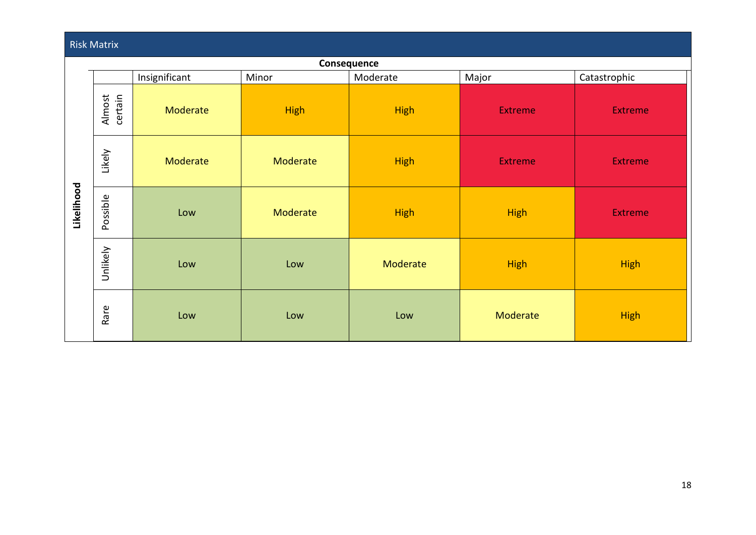## Risk Matrix

| Likelihood | Consequence: Insignificant | Minor | Moderate | Major | Catastrophic |
|---|---|---|---|---|---|
| Almost certain | Moderate | High | High | Extreme | Extreme |
| Likely | Moderate | Moderate | High | Extreme | Extreme |
| Possible | Low | Moderate | High | High | Extreme |
| Unlikely | Low | Low | Moderate | High | High |
| Rare | Low | Low | Low | Moderate | High |